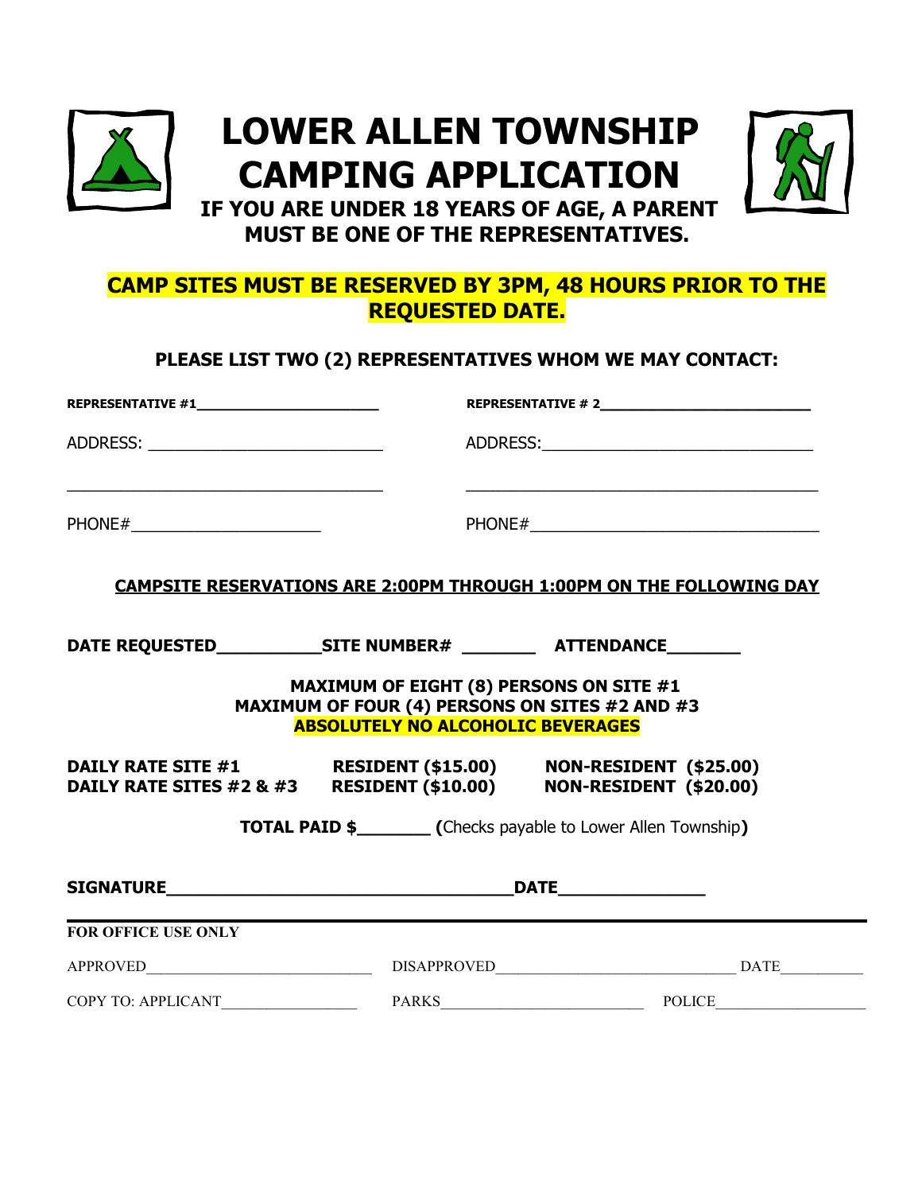# LOWER ALLEN TOWNSHIP CAMPING APPLICATION

**IF YOU ARE UNDER 18 YEARS OF AGE, A PARENT MUST BE ONE OF THE REPRESENTATIVES.**

**CAMP SITES MUST BE RESERVED BY 3PM, 48 HOURS PRIOR TO THE REQUESTED DATE.**

**PLEASE LIST TWO (2) REPRESENTATIVES WHOM WE MAY CONTACT:**

**REPRESENTATIVE #1**______________________

ADDRESS: ________________________

________________________________

PHONE#____________________

**REPRESENTATIVE # 2**______________________

ADDRESS:____________________________

____________________________________

PHONE#______________________________

**CAMPSITE RESERVATIONS ARE 2:00PM THROUGH 1:00PM ON THE FOLLOWING DAY**

**DATE REQUESTED**__________**SITE NUMBER#** _______ **ATTENDANCE**_______

**MAXIMUM OF EIGHT (8) PERSONS ON SITE #1**
**MAXIMUM OF FOUR (4) PERSONS ON SITES #2 AND #3**
**ABSOLUTELY NO ALCOHOLIC BEVERAGES**

| | | |
|---|---|---|
| **DAILY RATE SITE #1** | **RESIDENT ($15.00)** | **NON-RESIDENT ($25.00)** |
| **DAILY RATE SITES #2 & #3** | **RESIDENT ($10.00)** | **NON-RESIDENT ($20.00)** |

**TOTAL PAID $**_______ **(**Checks payable to Lower Allen Township**)**

**SIGNATURE**________________________________**DATE**_____________

**FOR OFFICE USE ONLY**

APPROVED__________________________ DISAPPROVED___________________________ DATE__________

COPY TO: APPLICANT________________ PARKS________________________ POLICE__________________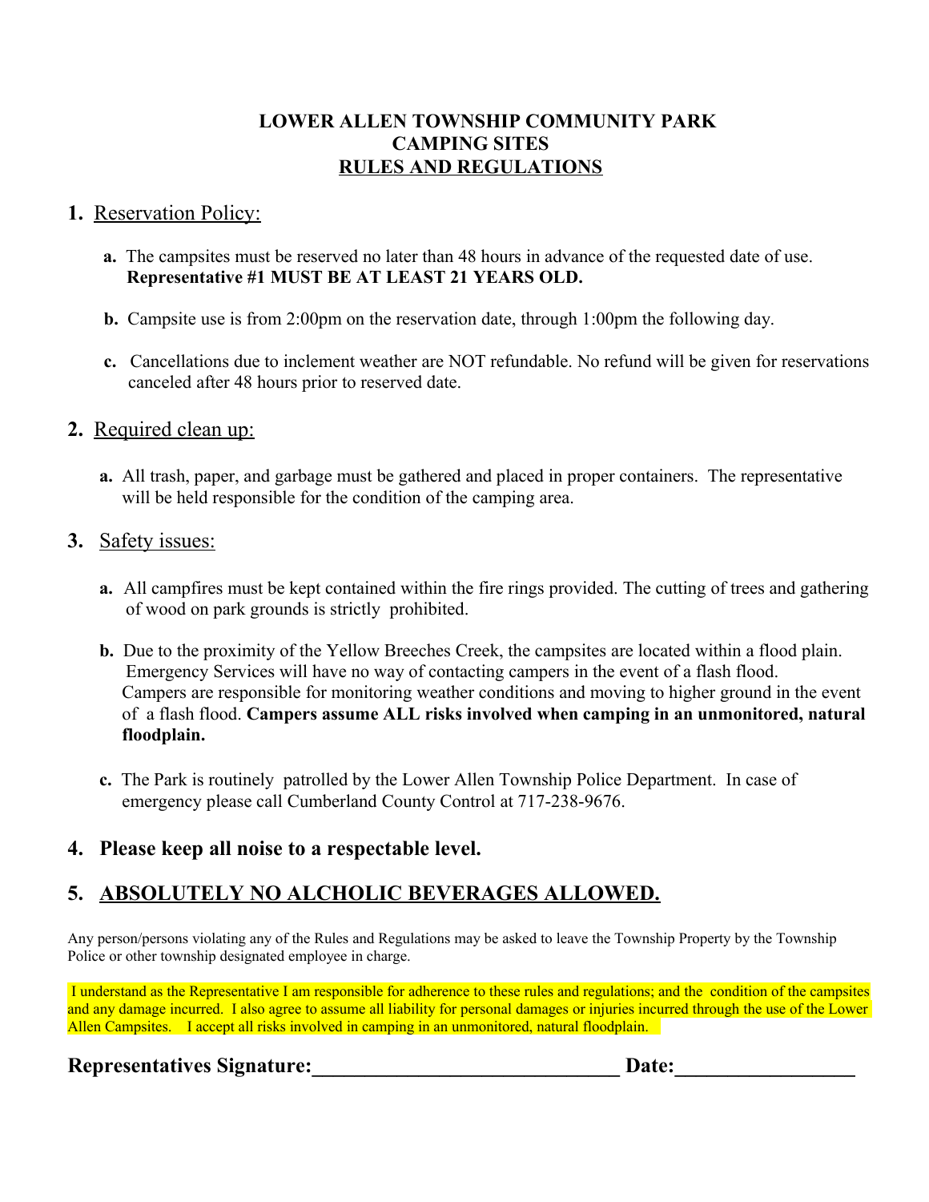# LOWER ALLEN TOWNSHIP COMMUNITY PARK
# CAMPING SITES
## RULES AND REGULATIONS

**1.** Reservation Policy:

- **a.** The campsites must be reserved no later than 48 hours in advance of the requested date of use. **Representative #1 MUST BE AT LEAST 21 YEARS OLD.**
- **b.** Campsite use is from 2:00pm on the reservation date, through 1:00pm the following day.
- **c.** Cancellations due to inclement weather are NOT refundable. No refund will be given for reservations canceled after 48 hours prior to reserved date.

**2.** Required clean up:

- **a.** All trash, paper, and garbage must be gathered and placed in proper containers. The representative will be held responsible for the condition of the camping area.

**3.** Safety issues:

- **a.** All campfires must be kept contained within the fire rings provided. The cutting of trees and gathering of wood on park grounds is strictly prohibited.
- **b.** Due to the proximity of the Yellow Breeches Creek, the campsites are located within a flood plain. Emergency Services will have no way of contacting campers in the event of a flash flood. Campers are responsible for monitoring weather conditions and moving to higher ground in the event of a flash flood. **Campers assume ALL risks involved when camping in an unmonitored, natural floodplain.**
- **c.** The Park is routinely patrolled by the Lower Allen Township Police Department. In case of emergency please call Cumberland County Control at 717-238-9676.

**4. Please keep all noise to a respectable level.**

**5. ABSOLUTELY NO ALCHOLIC BEVERAGES ALLOWED.**

Any person/persons violating any of the Rules and Regulations may be asked to leave the Township Property by the Township Police or other township designated employee in charge.

I understand as the Representative I am responsible for adherence to these rules and regulations; and the condition of the campsites and any damage incurred. I also agree to assume all liability for personal damages or injuries incurred through the use of the Lower Allen Campsites. I accept all risks involved in camping in an unmonitored, natural floodplain.

**Representatives Signature:_____________________________ Date:_________________**